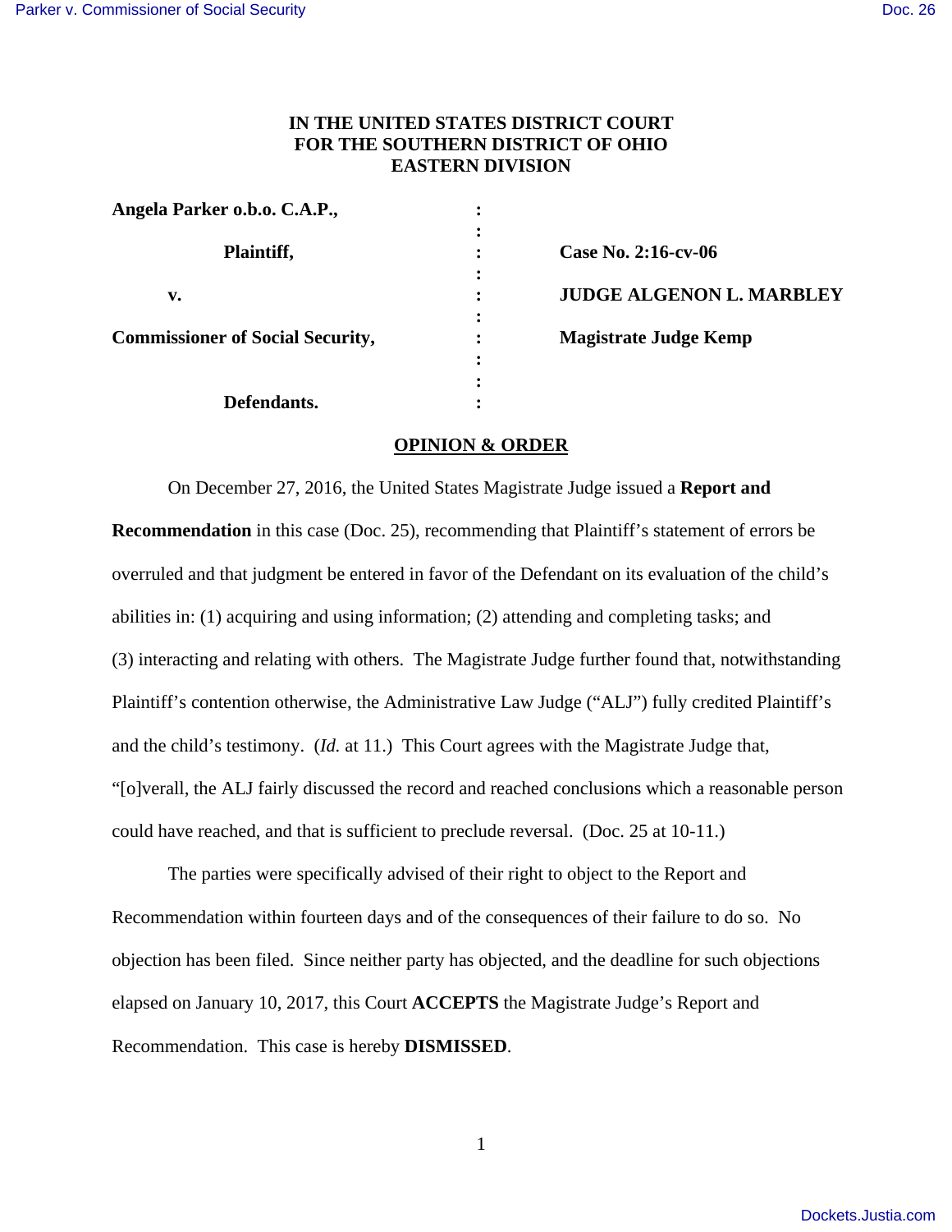**IN THE UNITED STATES DISTRICT COURT**
**FOR THE SOUTHERN DISTRICT OF OHIO**
**EASTERN DIVISION**

| | | |
|---|---|---|
| **Angela Parker o.b.o. C.A.P.,** | : | |
| **Plaintiff,** | : | **Case No. 2:16-cv-06** |
| **v.** | : | **JUDGE ALGENON L. MARBLEY** |
| **Commissioner of Social Security,** | : | **Magistrate Judge Kemp** |
| **Defendants.** | : | |

**OPINION & ORDER**

On December 27, 2016, the United States Magistrate Judge issued a **Report and Recommendation** in this case (Doc. 25), recommending that Plaintiff's statement of errors be overruled and that judgment be entered in favor of the Defendant on its evaluation of the child's abilities in: (1) acquiring and using information; (2) attending and completing tasks; and (3) interacting and relating with others. The Magistrate Judge further found that, notwithstanding Plaintiff's contention otherwise, the Administrative Law Judge ("ALJ") fully credited Plaintiff's and the child's testimony. (*Id.* at 11.) This Court agrees with the Magistrate Judge that, "[o]verall, the ALJ fairly discussed the record and reached conclusions which a reasonable person could have reached, and that is sufficient to preclude reversal. (Doc. 25 at 10-11.)

The parties were specifically advised of their right to object to the Report and Recommendation within fourteen days and of the consequences of their failure to do so. No objection has been filed. Since neither party has objected, and the deadline for such objections elapsed on January 10, 2017, this Court **ACCEPTS** the Magistrate Judge's Report and Recommendation. This case is hereby **DISMISSED**.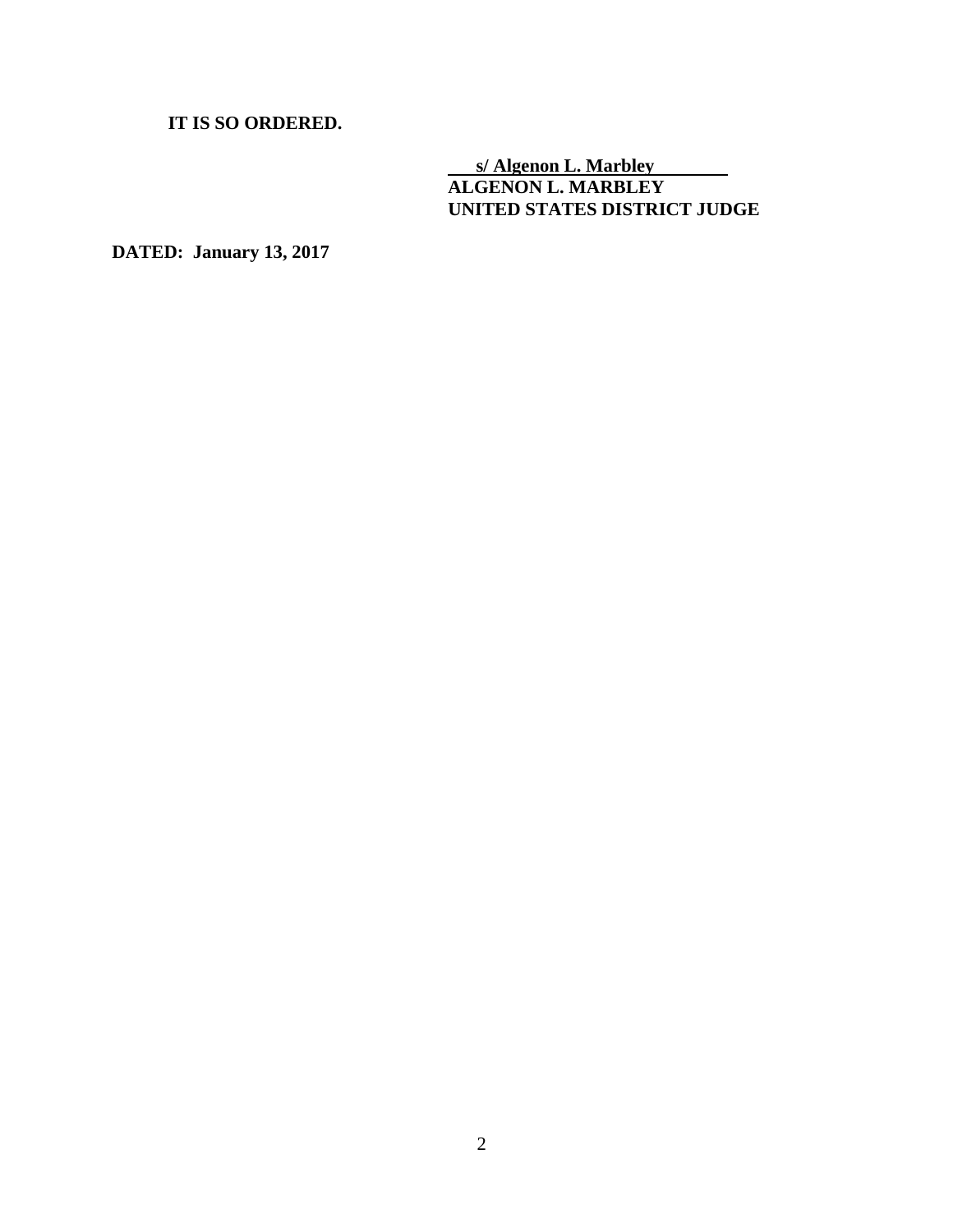**IT IS SO ORDERED.**

**s/ Algenon L. Marbley**
**ALGENON L. MARBLEY**
**UNITED STATES DISTRICT JUDGE**

**DATED: January 13, 2017**